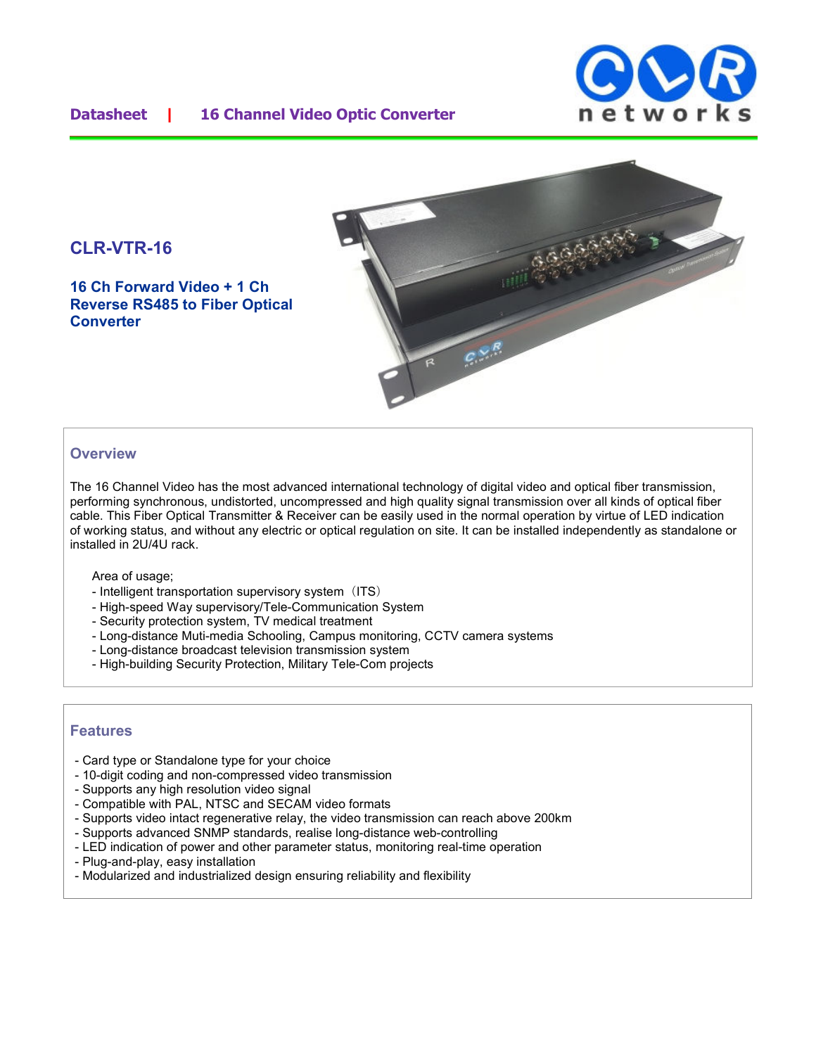Datasheet | 16 Channel Video Optic Converter

# CLR-VTR-16

### 16 Ch Forward Video + 1 Ch Reverse RS485 to Fiber Optical Converter

## Overview

The 16 Channel Video has the most advanced international technology of digital video and optical fiber transmission, performing synchronous, undistorted, uncompressed and high quality signal transmission over all kinds of optical fiber cable. This Fiber Optical Transmitter & Receiver can be easily used in the normal operation by virtue of LED indication of working status, and without any electric or optical regulation on site. It can be installed independently as standalone or installed in 2U/4U rack.

Area of usage;
- Intelligent transportation supervisory system（ITS）
- High-speed Way supervisory/Tele-Communication System
- Security protection system, TV medical treatment
- Long-distance Muti-media Schooling, Campus monitoring, CCTV camera systems
- Long-distance broadcast television transmission system
- High-building Security Protection, Military Tele-Com projects

## Features

- Card type or Standalone type for your choice
- 10-digit coding and non-compressed video transmission
- Supports any high resolution video signal
- Compatible with PAL, NTSC and SECAM video formats
- Supports video intact regenerative relay, the video transmission can reach above 200km
- Supports advanced SNMP standards, realise long-distance web-controlling
- LED indication of power and other parameter status, monitoring real-time operation
- Plug-and-play, easy installation
- Modularized and industrialized design ensuring reliability and flexibility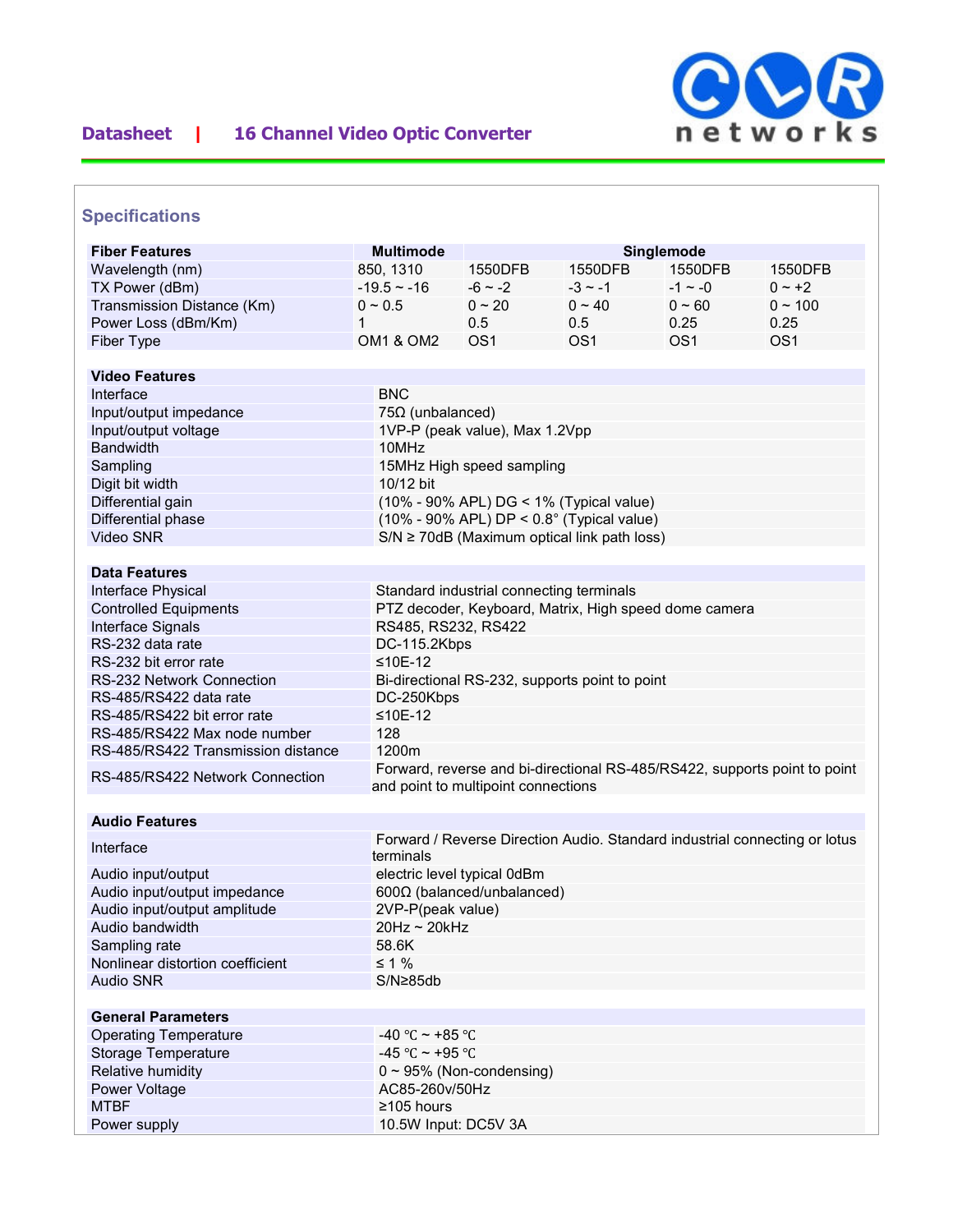## Specifications

| Fiber Features | Multimode | Singlemode | | | |
|---|---|---|---|---|---|
| Wavelength (nm) | 850, 1310 | 1550DFB | 1550DFB | 1550DFB | 1550DFB |
| TX Power (dBm) | -19.5 ~ -16 | -6 ~ -2 | -3 ~ -1 | -1 ~ -0 | 0 ~ +2 |
| Transmission Distance (Km) | 0 ~ 0.5 | 0 ~ 20 | 0 ~ 40 | 0 ~ 60 | 0 ~ 100 |
| Power Loss (dBm/Km) | 1 | 0.5 | 0.5 | 0.25 | 0.25 |
| Fiber Type | OM1 & OM2 | OS1 | OS1 | OS1 | OS1 |

| Video Features | |
|---|---|
| Interface | BNC |
| Input/output impedance | 75Ω (unbalanced) |
| Input/output voltage | 1VP-P (peak value), Max 1.2Vpp |
| Bandwidth | 10MHz |
| Sampling | 15MHz High speed sampling |
| Digit bit width | 10/12 bit |
| Differential gain | (10% - 90% APL) DG < 1% (Typical value) |
| Differential phase | (10% - 90% APL) DP < 0.8° (Typical value) |
| Video SNR | S/N ≥ 70dB (Maximum optical link path loss) |

| Data Features | |
|---|---|
| Interface Physical | Standard industrial connecting terminals |
| Controlled Equipments | PTZ decoder, Keyboard, Matrix, High speed dome camera |
| Interface Signals | RS485, RS232, RS422 |
| RS-232 data rate | DC-115.2Kbps |
| RS-232 bit error rate | ≤10E-12 |
| RS-232 Network Connection | Bi-directional RS-232, supports point to point |
| RS-485/RS422 data rate | DC-250Kbps |
| RS-485/RS422 bit error rate | ≤10E-12 |
| RS-485/RS422 Max node number | 128 |
| RS-485/RS422 Transmission distance | 1200m |
| RS-485/RS422 Network Connection | Forward, reverse and bi-directional RS-485/RS422, supports point to point and point to multipoint connections |

| Audio Features | |
|---|---|
| Interface | Forward / Reverse Direction Audio. Standard industrial connecting or lotus terminals |
| Audio input/output | electric level typical 0dBm |
| Audio input/output impedance | 600Ω (balanced/unbalanced) |
| Audio input/output amplitude | 2VP-P(peak value) |
| Audio bandwidth | 20Hz ~ 20kHz |
| Sampling rate | 58.6K |
| Nonlinear distortion coefficient | ≤ 1 % |
| Audio SNR | S/N≥85db |

| General Parameters | |
|---|---|
| Operating Temperature | -40 ℃ ~ +85 ℃ |
| Storage Temperature | -45 ℃ ~ +95 ℃ |
| Relative humidity | 0 ~ 95% (Non-condensing) |
| Power Voltage | AC85-260v/50Hz |
| MTBF | ≥105 hours |
| Power supply | 10.5W Input: DC5V 3A |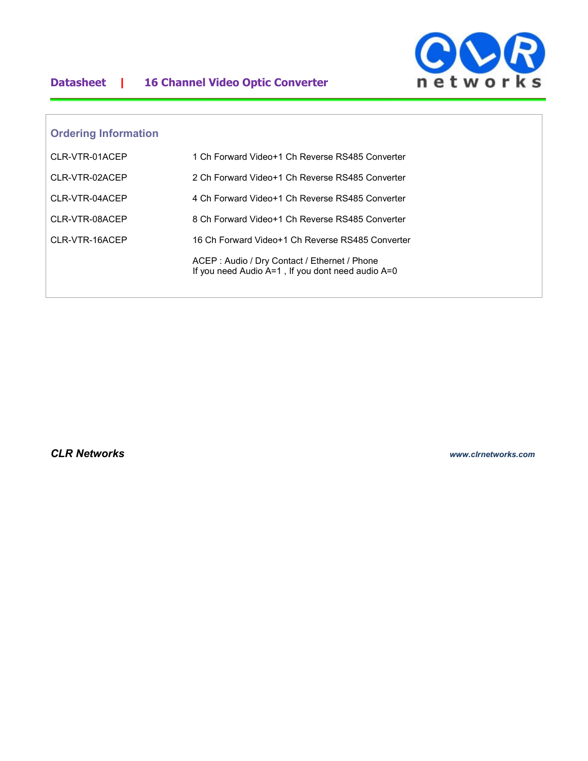## Ordering Information

| | |
|---|---|
| CLR-VTR-01ACEP | 1 Ch Forward Video+1 Ch Reverse RS485 Converter |
| CLR-VTR-02ACEP | 2 Ch Forward Video+1 Ch Reverse RS485 Converter |
| CLR-VTR-04ACEP | 4 Ch Forward Video+1 Ch Reverse RS485 Converter |
| CLR-VTR-08ACEP | 8 Ch Forward Video+1 Ch Reverse RS485 Converter |
| CLR-VTR-16ACEP | 16 Ch Forward Video+1 Ch Reverse RS485 Converter |
| | ACEP : Audio / Dry Contact / Ethernet / Phone<br>If you need Audio A=1 , If you dont need audio A=0 |